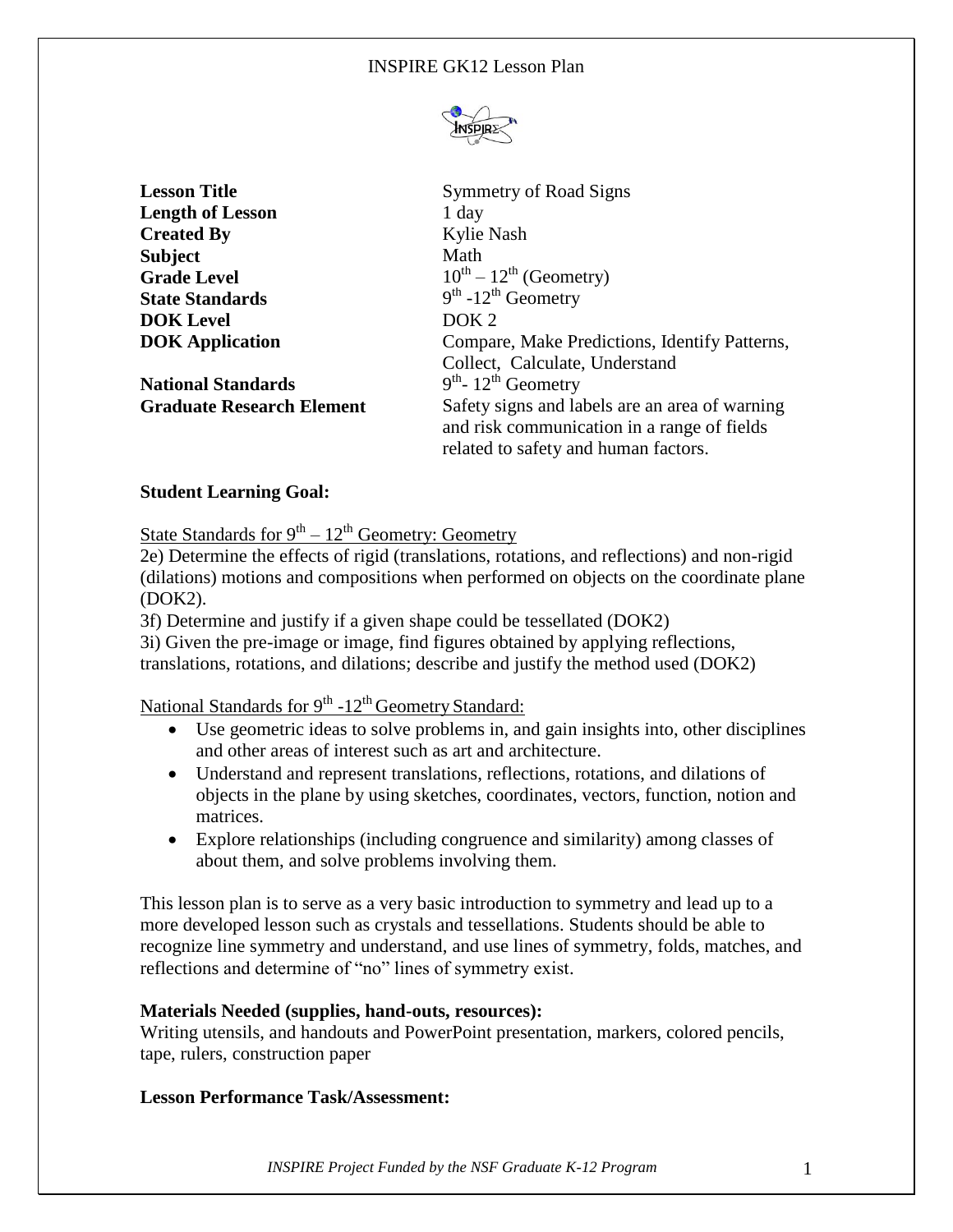# INSPIRE GK12 Lesson Plan

| | |
|---|---|
| **Lesson Title** | Symmetry of Road Signs |
| **Length of Lesson** | 1 day |
| **Created By** | Kylie Nash |
| **Subject** | Math |
| **Grade Level** | $10^{th} – 12^{th}$ (Geometry) |
| **State Standards** | $9^{th}$ -$12^{th}$ Geometry |
| **DOK Level** | DOK 2 |
| **DOK Application** | Compare, Make Predictions, Identify Patterns, Collect, Calculate, Understand |
| **National Standards** | $9^{th}$- $12^{th}$ Geometry |
| **Graduate Research Element** | Safety signs and labels are an area of warning and risk communication in a range of fields related to safety and human factors. |

**Student Learning Goal:**

State Standards for $9^{th} – 12^{th}$ Geometry: Geometry

2e) Determine the effects of rigid (translations, rotations, and reflections) and non-rigid (dilations) motions and compositions when performed on objects on the coordinate plane (DOK2).

3f) Determine and justify if a given shape could be tessellated (DOK2)

3i) Given the pre-image or image, find figures obtained by applying reflections, translations, rotations, and dilations; describe and justify the method used (DOK2)

National Standards for $9^{th}$ -$12^{th}$ Geometry Standard:

- Use geometric ideas to solve problems in, and gain insights into, other disciplines and other areas of interest such as art and architecture.
- Understand and represent translations, reflections, rotations, and dilations of objects in the plane by using sketches, coordinates, vectors, function, notion and matrices.
- Explore relationships (including congruence and similarity) among classes of about them, and solve problems involving them.

This lesson plan is to serve as a very basic introduction to symmetry and lead up to a more developed lesson such as crystals and tessellations. Students should be able to recognize line symmetry and understand, and use lines of symmetry, folds, matches, and reflections and determine of "no" lines of symmetry exist.

**Materials Needed (supplies, hand-outs, resources):**

Writing utensils, and handouts and PowerPoint presentation, markers, colored pencils, tape, rulers, construction paper

**Lesson Performance Task/Assessment:**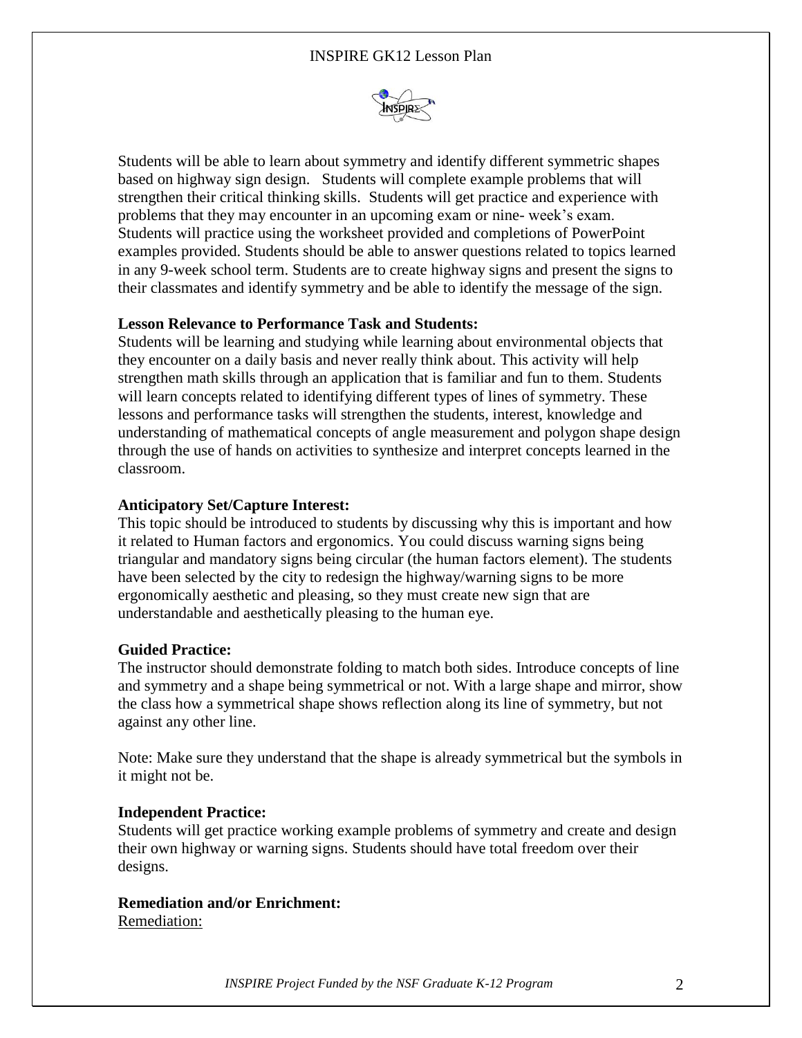Students will be able to learn about symmetry and identify different symmetric shapes based on highway sign design. Students will complete example problems that will strengthen their critical thinking skills. Students will get practice and experience with problems that they may encounter in an upcoming exam or nine- week's exam. Students will practice using the worksheet provided and completions of PowerPoint examples provided. Students should be able to answer questions related to topics learned in any 9-week school term. Students are to create highway signs and present the signs to their classmates and identify symmetry and be able to identify the message of the sign.

**Lesson Relevance to Performance Task and Students:**
Students will be learning and studying while learning about environmental objects that they encounter on a daily basis and never really think about. This activity will help strengthen math skills through an application that is familiar and fun to them. Students will learn concepts related to identifying different types of lines of symmetry. These lessons and performance tasks will strengthen the students, interest, knowledge and understanding of mathematical concepts of angle measurement and polygon shape design through the use of hands on activities to synthesize and interpret concepts learned in the classroom.

**Anticipatory Set/Capture Interest:**
This topic should be introduced to students by discussing why this is important and how it related to Human factors and ergonomics. You could discuss warning signs being triangular and mandatory signs being circular (the human factors element). The students have been selected by the city to redesign the highway/warning signs to be more ergonomically aesthetic and pleasing, so they must create new sign that are understandable and aesthetically pleasing to the human eye.

**Guided Practice:**
The instructor should demonstrate folding to match both sides. Introduce concepts of line and symmetry and a shape being symmetrical or not. With a large shape and mirror, show the class how a symmetrical shape shows reflection along its line of symmetry, but not against any other line.

Note: Make sure they understand that the shape is already symmetrical but the symbols in it might not be.

**Independent Practice:**
Students will get practice working example problems of symmetry and create and design their own highway or warning signs. Students should have total freedom over their designs.

**Remediation and/or Enrichment:**
Remediation: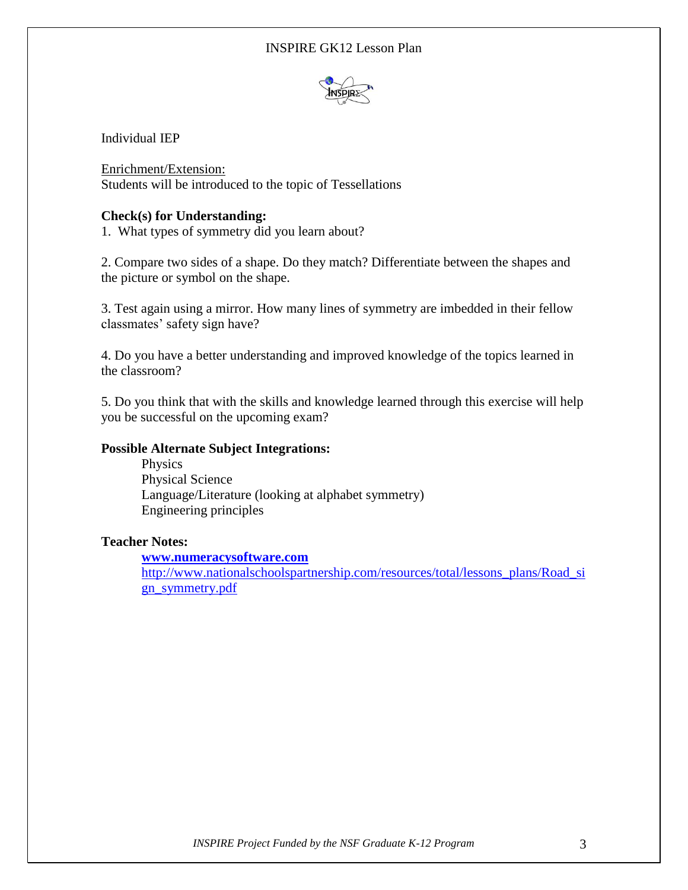Individual IEP

Enrichment/Extension:
Students will be introduced to the topic of Tessellations

**Check(s) for Understanding:**

1. What types of symmetry did you learn about?

2. Compare two sides of a shape. Do they match? Differentiate between the shapes and the picture or symbol on the shape.

3. Test again using a mirror. How many lines of symmetry are imbedded in their fellow classmates' safety sign have?

4. Do you have a better understanding and improved knowledge of the topics learned in the classroom?

5. Do you think that with the skills and knowledge learned through this exercise will help you be successful on the upcoming exam?

**Possible Alternate Subject Integrations:**

Physics
Physical Science
Language/Literature (looking at alphabet symmetry)
Engineering principles

**Teacher Notes:**

**www.numeracysoftware.com**
http://www.nationalschoolspartnership.com/resources/total/lessons_plans/Road_sign_symmetry.pdf